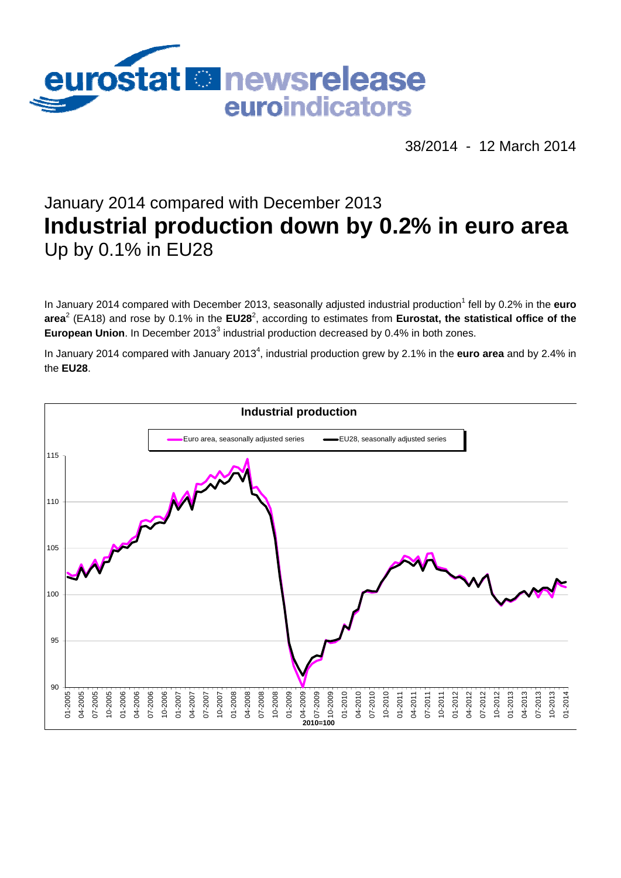eurostat newsrelease euroindicators

38/2014 - 12 March 2014

# January 2014 compared with December 2013
# Industrial production down by 0.2% in euro area
## Up by 0.1% in EU28

In January 2014 compared with December 2013, seasonally adjusted industrial production[1] fell by 0.2% in the **euro area**[2] (EA18) and rose by 0.1% in the **EU28**[2], according to estimates from **Eurostat, the statistical office of the European Union**. In December 2013[3] industrial production decreased by 0.4% in both zones.

In January 2014 compared with January 2013[4], industrial production grew by 2.1% in the **euro area** and by 2.4% in the **EU28**.

**Industrial production**

Euro area, seasonally adjusted series — EU28, seasonally adjusted series

2010=100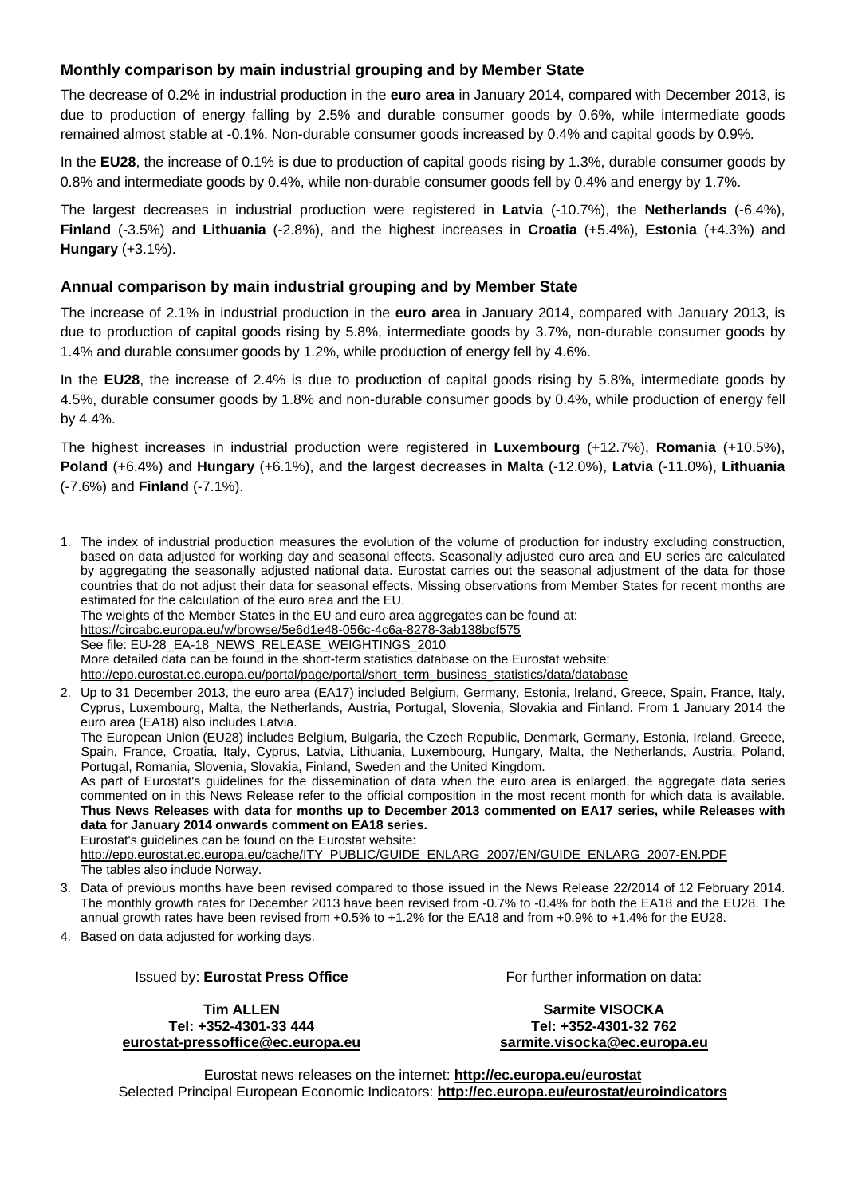## Monthly comparison by main industrial grouping and by Member State

The decrease of 0.2% in industrial production in the **euro area** in January 2014, compared with December 2013, is due to production of energy falling by 2.5% and durable consumer goods by 0.6%, while intermediate goods remained almost stable at -0.1%. Non-durable consumer goods increased by 0.4% and capital goods by 0.9%.

In the **EU28**, the increase of 0.1% is due to production of capital goods rising by 1.3%, durable consumer goods by 0.8% and intermediate goods by 0.4%, while non-durable consumer goods fell by 0.4% and energy by 1.7%.

The largest decreases in industrial production were registered in **Latvia** (-10.7%), the **Netherlands** (-6.4%), **Finland** (-3.5%) and **Lithuania** (-2.8%), and the highest increases in **Croatia** (+5.4%), **Estonia** (+4.3%) and **Hungary** (+3.1%).

## Annual comparison by main industrial grouping and by Member State

The increase of 2.1% in industrial production in the **euro area** in January 2014, compared with January 2013, is due to production of capital goods rising by 5.8%, intermediate goods by 3.7%, non-durable consumer goods by 1.4% and durable consumer goods by 1.2%, while production of energy fell by 4.6%.

In the **EU28**, the increase of 2.4% is due to production of capital goods rising by 5.8%, intermediate goods by 4.5%, durable consumer goods by 1.8% and non-durable consumer goods by 0.4%, while production of energy fell by 4.4%.

The highest increases in industrial production were registered in **Luxembourg** (+12.7%), **Romania** (+10.5%), **Poland** (+6.4%) and **Hungary** (+6.1%), and the largest decreases in **Malta** (-12.0%), **Latvia** (-11.0%), **Lithuania** (-7.6%) and **Finland** (-7.1%).

1. The index of industrial production measures the evolution of the volume of production for industry excluding construction, based on data adjusted for working day and seasonal effects. Seasonally adjusted euro area and EU series are calculated by aggregating the seasonally adjusted national data. Eurostat carries out the seasonal adjustment of the data for those countries that do not adjust their data for seasonal effects. Missing observations from Member States for recent months are estimated for the calculation of the euro area and the EU.
   The weights of the Member States in the EU and euro area aggregates can be found at:
   https://circabc.europa.eu/w/browse/5e6d1e48-056c-4c6a-8278-3ab138bcf575
   See file: EU-28_EA-18_NEWS_RELEASE_WEIGHTINGS_2010
   More detailed data can be found in the short-term statistics database on the Eurostat website:
   http://epp.eurostat.ec.europa.eu/portal/page/portal/short_term_business_statistics/data/database
2. Up to 31 December 2013, the euro area (EA17) included Belgium, Germany, Estonia, Ireland, Greece, Spain, France, Italy, Cyprus, Luxembourg, Malta, the Netherlands, Austria, Portugal, Slovenia, Slovakia and Finland. From 1 January 2014 the euro area (EA18) also includes Latvia.
   The European Union (EU28) includes Belgium, Bulgaria, the Czech Republic, Denmark, Germany, Estonia, Ireland, Greece, Spain, France, Croatia, Italy, Cyprus, Latvia, Lithuania, Luxembourg, Hungary, Malta, the Netherlands, Austria, Poland, Portugal, Romania, Slovenia, Slovakia, Finland, Sweden and the United Kingdom.
   As part of Eurostat's guidelines for the dissemination of data when the euro area is enlarged, the aggregate data series commented on in this News Release refer to the official composition in the most recent month for which data is available. **Thus News Releases with data for months up to December 2013 commented on EA17 series, while Releases with data for January 2014 onwards comment on EA18 series.**
   Eurostat's guidelines can be found on the Eurostat website:
   http://epp.eurostat.ec.europa.eu/cache/ITY_PUBLIC/GUIDE_ENLARG_2007/EN/GUIDE_ENLARG_2007-EN.PDF
   The tables also include Norway.
3. Data of previous months have been revised compared to those issued in the News Release 22/2014 of 12 February 2014. The monthly growth rates for December 2013 have been revised from -0.7% to -0.4% for both the EA18 and the EU28. The annual growth rates have been revised from +0.5% to +1.2% for the EA18 and from +0.9% to +1.4% for the EU28.
4. Based on data adjusted for working days.

Issued by: **Eurostat Press Office**

**Tim ALLEN**
**Tel: +352-4301-33 444**
**eurostat-pressoffice@ec.europa.eu**

For further information on data:

**Sarmite VISOCKA**
**Tel: +352-4301-32 762**
**sarmite.visocka@ec.europa.eu**

Eurostat news releases on the internet: **http://ec.europa.eu/eurostat**
Selected Principal European Economic Indicators: **http://ec.europa.eu/eurostat/euroindicators**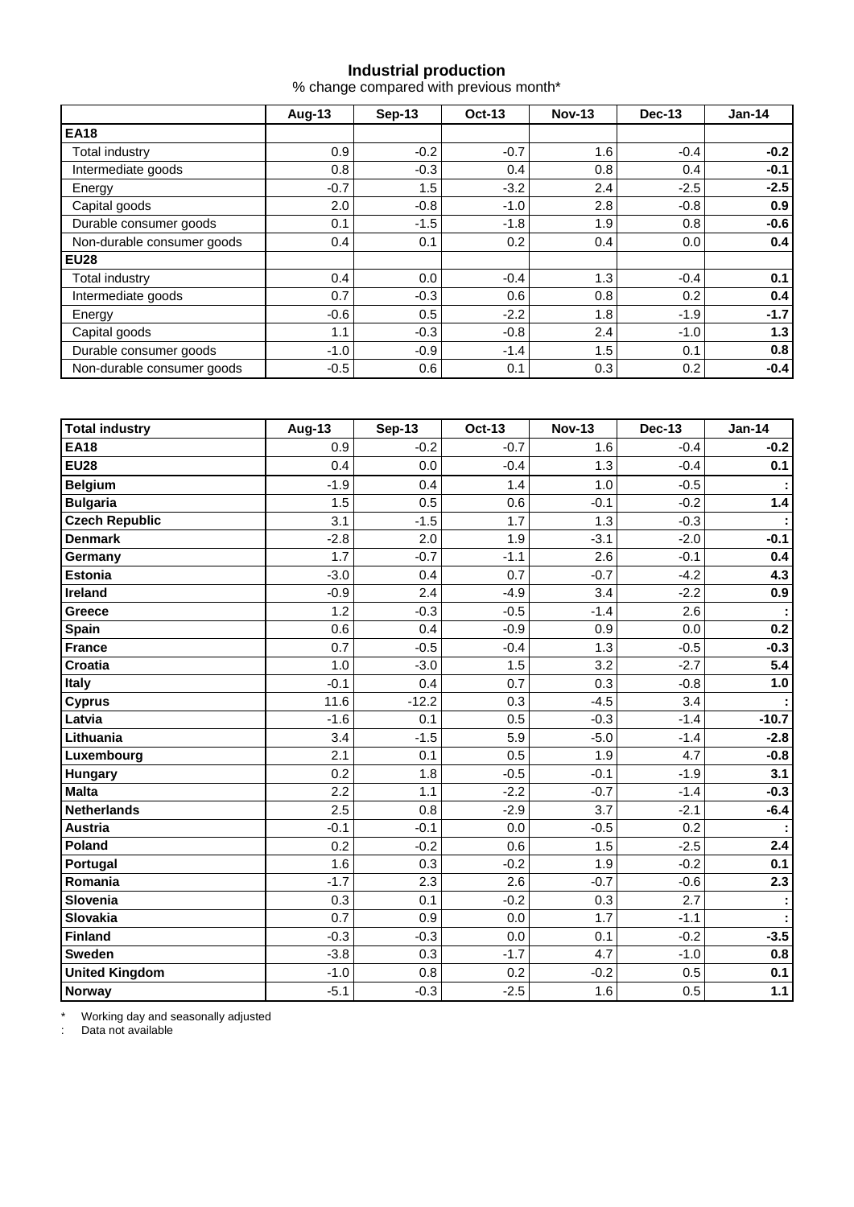**Industrial production**

% change compared with previous month*

| | Aug-13 | Sep-13 | Oct-13 | Nov-13 | Dec-13 | Jan-14 |
|---|---|---|---|---|---|---|
| **EA18** | | | | | | |
| Total industry | 0.9 | -0.2 | -0.7 | 1.6 | -0.4 | **-0.2** |
| Intermediate goods | 0.8 | -0.3 | 0.4 | 0.8 | 0.4 | **-0.1** |
| Energy | -0.7 | 1.5 | -3.2 | 2.4 | -2.5 | **-2.5** |
| Capital goods | 2.0 | -0.8 | -1.0 | 2.8 | -0.8 | **0.9** |
| Durable consumer goods | 0.1 | -1.5 | -1.8 | 1.9 | 0.8 | **-0.6** |
| Non-durable consumer goods | 0.4 | 0.1 | 0.2 | 0.4 | 0.0 | **0.4** |
| **EU28** | | | | | | |
| Total industry | 0.4 | 0.0 | -0.4 | 1.3 | -0.4 | **0.1** |
| Intermediate goods | 0.7 | -0.3 | 0.6 | 0.8 | 0.2 | **0.4** |
| Energy | -0.6 | 0.5 | -2.2 | 1.8 | -1.9 | **-1.7** |
| Capital goods | 1.1 | -0.3 | -0.8 | 2.4 | -1.0 | **1.3** |
| Durable consumer goods | -1.0 | -0.9 | -1.4 | 1.5 | 0.1 | **0.8** |
| Non-durable consumer goods | -0.5 | 0.6 | 0.1 | 0.3 | 0.2 | **-0.4** |

| **Total industry** | **Aug-13** | **Sep-13** | **Oct-13** | **Nov-13** | **Dec-13** | **Jan-14** |
|---|---|---|---|---|---|---|
| **EA18** | 0.9 | -0.2 | -0.7 | 1.6 | -0.4 | **-0.2** |
| **EU28** | 0.4 | 0.0 | -0.4 | 1.3 | -0.4 | **0.1** |
| **Belgium** | -1.9 | 0.4 | 1.4 | 1.0 | -0.5 | **:** |
| **Bulgaria** | 1.5 | 0.5 | 0.6 | -0.1 | -0.2 | **1.4** |
| **Czech Republic** | 3.1 | -1.5 | 1.7 | 1.3 | -0.3 | **:** |
| **Denmark** | -2.8 | 2.0 | 1.9 | -3.1 | -2.0 | **-0.1** |
| **Germany** | 1.7 | -0.7 | -1.1 | 2.6 | -0.1 | **0.4** |
| **Estonia** | -3.0 | 0.4 | 0.7 | -0.7 | -4.2 | **4.3** |
| **Ireland** | -0.9 | 2.4 | -4.9 | 3.4 | -2.2 | **0.9** |
| **Greece** | 1.2 | -0.3 | -0.5 | -1.4 | 2.6 | **:** |
| **Spain** | 0.6 | 0.4 | -0.9 | 0.9 | 0.0 | **0.2** |
| **France** | 0.7 | -0.5 | -0.4 | 1.3 | -0.5 | **-0.3** |
| **Croatia** | 1.0 | -3.0 | 1.5 | 3.2 | -2.7 | **5.4** |
| **Italy** | -0.1 | 0.4 | 0.7 | 0.3 | -0.8 | **1.0** |
| **Cyprus** | 11.6 | -12.2 | 0.3 | -4.5 | 3.4 | **:** |
| **Latvia** | -1.6 | 0.1 | 0.5 | -0.3 | -1.4 | **-10.7** |
| **Lithuania** | 3.4 | -1.5 | 5.9 | -5.0 | -1.4 | **-2.8** |
| **Luxembourg** | 2.1 | 0.1 | 0.5 | 1.9 | 4.7 | **-0.8** |
| **Hungary** | 0.2 | 1.8 | -0.5 | -0.1 | -1.9 | **3.1** |
| **Malta** | 2.2 | 1.1 | -2.2 | -0.7 | -1.4 | **-0.3** |
| **Netherlands** | 2.5 | 0.8 | -2.9 | 3.7 | -2.1 | **-6.4** |
| **Austria** | -0.1 | -0.1 | 0.0 | -0.5 | 0.2 | **:** |
| **Poland** | 0.2 | -0.2 | 0.6 | 1.5 | -2.5 | **2.4** |
| **Portugal** | 1.6 | 0.3 | -0.2 | 1.9 | -0.2 | **0.1** |
| **Romania** | -1.7 | 2.3 | 2.6 | -0.7 | -0.6 | **2.3** |
| **Slovenia** | 0.3 | 0.1 | -0.2 | 0.3 | 2.7 | **:** |
| **Slovakia** | 0.7 | 0.9 | 0.0 | 1.7 | -1.1 | **:** |
| **Finland** | -0.3 | -0.3 | 0.0 | 0.1 | -0.2 | **-3.5** |
| **Sweden** | -3.8 | 0.3 | -1.7 | 4.7 | -1.0 | **0.8** |
| **United Kingdom** | -1.0 | 0.8 | 0.2 | -0.2 | 0.5 | **0.1** |
| **Norway** | -5.1 | -0.3 | -2.5 | 1.6 | 0.5 | **1.1** |

\* Working day and seasonally adjusted

: Data not available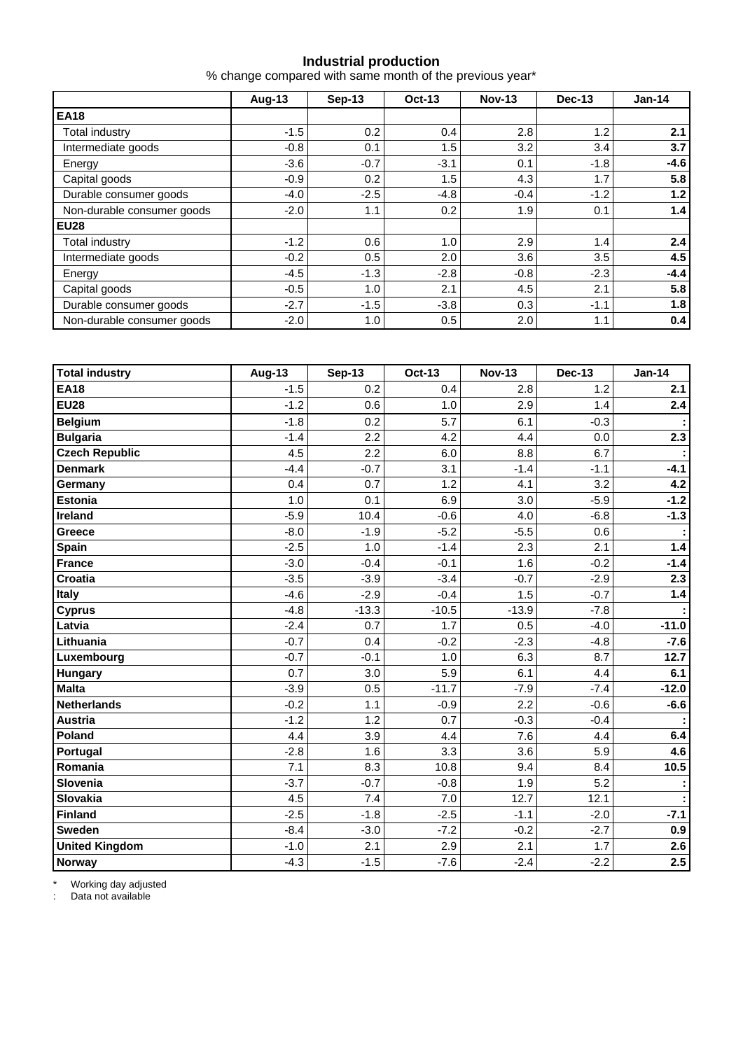**Industrial production**

% change compared with same month of the previous year*

| | Aug-13 | Sep-13 | Oct-13 | Nov-13 | Dec-13 | Jan-14 |
|---|---|---|---|---|---|---|
| **EA18** | | | | | | |
| Total industry | -1.5 | 0.2 | 0.4 | 2.8 | 1.2 | **2.1** |
| Intermediate goods | -0.8 | 0.1 | 1.5 | 3.2 | 3.4 | **3.7** |
| Energy | -3.6 | -0.7 | -3.1 | 0.1 | -1.8 | **-4.6** |
| Capital goods | -0.9 | 0.2 | 1.5 | 4.3 | 1.7 | **5.8** |
| Durable consumer goods | -4.0 | -2.5 | -4.8 | -0.4 | -1.2 | **1.2** |
| Non-durable consumer goods | -2.0 | 1.1 | 0.2 | 1.9 | 0.1 | **1.4** |
| **EU28** | | | | | | |
| Total industry | -1.2 | 0.6 | 1.0 | 2.9 | 1.4 | **2.4** |
| Intermediate goods | -0.2 | 0.5 | 2.0 | 3.6 | 3.5 | **4.5** |
| Energy | -4.5 | -1.3 | -2.8 | -0.8 | -2.3 | **-4.4** |
| Capital goods | -0.5 | 1.0 | 2.1 | 4.5 | 2.1 | **5.8** |
| Durable consumer goods | -2.7 | -1.5 | -3.8 | 0.3 | -1.1 | **1.8** |
| Non-durable consumer goods | -2.0 | 1.0 | 0.5 | 2.0 | 1.1 | **0.4** |

| **Total industry** | Aug-13 | Sep-13 | Oct-13 | Nov-13 | Dec-13 | Jan-14 |
|---|---|---|---|---|---|---|
| **EA18** | -1.5 | 0.2 | 0.4 | 2.8 | 1.2 | **2.1** |
| **EU28** | -1.2 | 0.6 | 1.0 | 2.9 | 1.4 | **2.4** |
| **Belgium** | -1.8 | 0.2 | 5.7 | 6.1 | -0.3 | **:** |
| **Bulgaria** | -1.4 | 2.2 | 4.2 | 4.4 | 0.0 | **2.3** |
| **Czech Republic** | 4.5 | 2.2 | 6.0 | 8.8 | 6.7 | **:** |
| **Denmark** | -4.4 | -0.7 | 3.1 | -1.4 | -1.1 | **-4.1** |
| **Germany** | 0.4 | 0.7 | 1.2 | 4.1 | 3.2 | **4.2** |
| **Estonia** | 1.0 | 0.1 | 6.9 | 3.0 | -5.9 | **-1.2** |
| **Ireland** | -5.9 | 10.4 | -0.6 | 4.0 | -6.8 | **-1.3** |
| **Greece** | -8.0 | -1.9 | -5.2 | -5.5 | 0.6 | **:** |
| **Spain** | -2.5 | 1.0 | -1.4 | 2.3 | 2.1 | **1.4** |
| **France** | -3.0 | -0.4 | -0.1 | 1.6 | -0.2 | **-1.4** |
| **Croatia** | -3.5 | -3.9 | -3.4 | -0.7 | -2.9 | **2.3** |
| **Italy** | -4.6 | -2.9 | -0.4 | 1.5 | -0.7 | **1.4** |
| **Cyprus** | -4.8 | -13.3 | -10.5 | -13.9 | -7.8 | **:** |
| **Latvia** | -2.4 | 0.7 | 1.7 | 0.5 | -4.0 | **-11.0** |
| **Lithuania** | -0.7 | 0.4 | -0.2 | -2.3 | -4.8 | **-7.6** |
| **Luxembourg** | -0.7 | -0.1 | 1.0 | 6.3 | 8.7 | **12.7** |
| **Hungary** | 0.7 | 3.0 | 5.9 | 6.1 | 4.4 | **6.1** |
| **Malta** | -3.9 | 0.5 | -11.7 | -7.9 | -7.4 | **-12.0** |
| **Netherlands** | -0.2 | 1.1 | -0.9 | 2.2 | -0.6 | **-6.6** |
| **Austria** | -1.2 | 1.2 | 0.7 | -0.3 | -0.4 | **:** |
| **Poland** | 4.4 | 3.9 | 4.4 | 7.6 | 4.4 | **6.4** |
| **Portugal** | -2.8 | 1.6 | 3.3 | 3.6 | 5.9 | **4.6** |
| **Romania** | 7.1 | 8.3 | 10.8 | 9.4 | 8.4 | **10.5** |
| **Slovenia** | -3.7 | -0.7 | -0.8 | 1.9 | 5.2 | **:** |
| **Slovakia** | 4.5 | 7.4 | 7.0 | 12.7 | 12.1 | **:** |
| **Finland** | -2.5 | -1.8 | -2.5 | -1.1 | -2.0 | **-7.1** |
| **Sweden** | -8.4 | -3.0 | -7.2 | -0.2 | -2.7 | **0.9** |
| **United Kingdom** | -1.0 | 2.1 | 2.9 | 2.1 | 1.7 | **2.6** |
| **Norway** | -4.3 | -1.5 | -7.6 | -2.4 | -2.2 | **2.5** |

\* Working day adjusted

: Data not available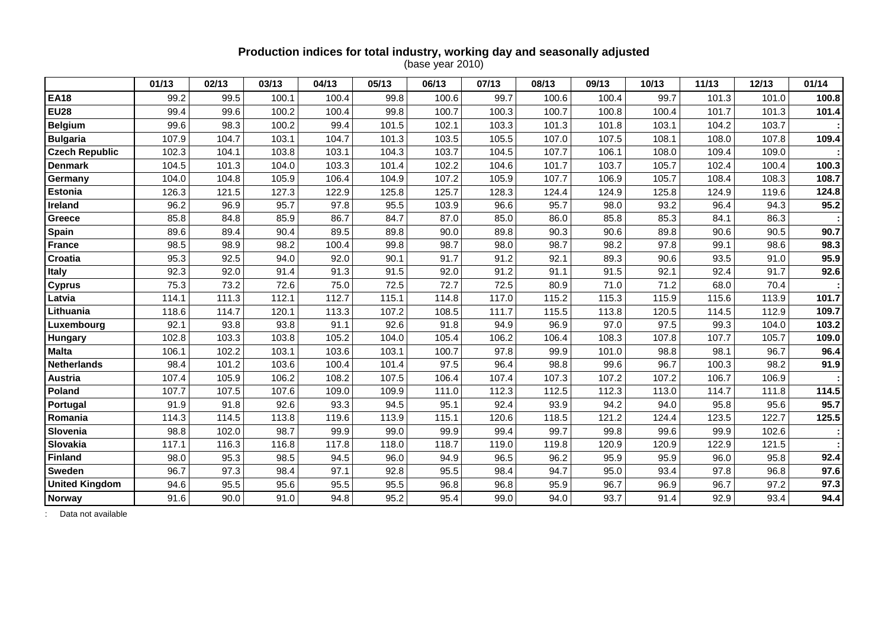**Production indices for total industry, working day and seasonally adjusted**
(base year 2010)

| | 01/13 | 02/13 | 03/13 | 04/13 | 05/13 | 06/13 | 07/13 | 08/13 | 09/13 | 10/13 | 11/13 | 12/13 | 01/14 |
|---|---|---|---|---|---|---|---|---|---|---|---|---|---|
| **EA18** | 99.2 | 99.5 | 100.1 | 100.4 | 99.8 | 100.6 | 99.7 | 100.6 | 100.4 | 99.7 | 101.3 | 101.0 | **100.8** |
| **EU28** | 99.4 | 99.6 | 100.2 | 100.4 | 99.8 | 100.7 | 100.3 | 100.7 | 100.8 | 100.4 | 101.7 | 101.3 | **101.4** |
| **Belgium** | 99.6 | 98.3 | 100.2 | 99.4 | 101.5 | 102.1 | 103.3 | 101.3 | 101.8 | 103.1 | 104.2 | 103.7 | **:** |
| **Bulgaria** | 107.9 | 104.7 | 103.1 | 104.7 | 101.3 | 103.5 | 105.5 | 107.0 | 107.5 | 108.1 | 108.0 | 107.8 | **109.4** |
| **Czech Republic** | 102.3 | 104.1 | 103.8 | 103.1 | 104.3 | 103.7 | 104.5 | 107.7 | 106.1 | 108.0 | 109.4 | 109.0 | **:** |
| **Denmark** | 104.5 | 101.3 | 104.0 | 103.3 | 101.4 | 102.2 | 104.6 | 101.7 | 103.7 | 105.7 | 102.4 | 100.4 | **100.3** |
| **Germany** | 104.0 | 104.8 | 105.9 | 106.4 | 104.9 | 107.2 | 105.9 | 107.7 | 106.9 | 105.7 | 108.4 | 108.3 | **108.7** |
| **Estonia** | 126.3 | 121.5 | 127.3 | 122.9 | 125.8 | 125.7 | 128.3 | 124.4 | 124.9 | 125.8 | 124.9 | 119.6 | **124.8** |
| **Ireland** | 96.2 | 96.9 | 95.7 | 97.8 | 95.5 | 103.9 | 96.6 | 95.7 | 98.0 | 93.2 | 96.4 | 94.3 | **95.2** |
| **Greece** | 85.8 | 84.8 | 85.9 | 86.7 | 84.7 | 87.0 | 85.0 | 86.0 | 85.8 | 85.3 | 84.1 | 86.3 | **:** |
| **Spain** | 89.6 | 89.4 | 90.4 | 89.5 | 89.8 | 90.0 | 89.8 | 90.3 | 90.6 | 89.8 | 90.6 | 90.5 | **90.7** |
| **France** | 98.5 | 98.9 | 98.2 | 100.4 | 99.8 | 98.7 | 98.0 | 98.7 | 98.2 | 97.8 | 99.1 | 98.6 | **98.3** |
| **Croatia** | 95.3 | 92.5 | 94.0 | 92.0 | 90.1 | 91.7 | 91.2 | 92.1 | 89.3 | 90.6 | 93.5 | 91.0 | **95.9** |
| **Italy** | 92.3 | 92.0 | 91.4 | 91.3 | 91.5 | 92.0 | 91.2 | 91.1 | 91.5 | 92.1 | 92.4 | 91.7 | **92.6** |
| **Cyprus** | 75.3 | 73.2 | 72.6 | 75.0 | 72.5 | 72.7 | 72.5 | 80.9 | 71.0 | 71.2 | 68.0 | 70.4 | **:** |
| **Latvia** | 114.1 | 111.3 | 112.1 | 112.7 | 115.1 | 114.8 | 117.0 | 115.2 | 115.3 | 115.9 | 115.6 | 113.9 | **101.7** |
| **Lithuania** | 118.6 | 114.7 | 120.1 | 113.3 | 107.2 | 108.5 | 111.7 | 115.5 | 113.8 | 120.5 | 114.5 | 112.9 | **109.7** |
| **Luxembourg** | 92.1 | 93.8 | 93.8 | 91.1 | 92.6 | 91.8 | 94.9 | 96.9 | 97.0 | 97.5 | 99.3 | 104.0 | **103.2** |
| **Hungary** | 102.8 | 103.3 | 103.8 | 105.2 | 104.0 | 105.4 | 106.2 | 106.4 | 108.3 | 107.8 | 107.7 | 105.7 | **109.0** |
| **Malta** | 106.1 | 102.2 | 103.1 | 103.6 | 103.1 | 100.7 | 97.8 | 99.9 | 101.0 | 98.8 | 98.1 | 96.7 | **96.4** |
| **Netherlands** | 98.4 | 101.2 | 103.6 | 100.4 | 101.4 | 97.5 | 96.4 | 98.8 | 99.6 | 96.7 | 100.3 | 98.2 | **91.9** |
| **Austria** | 107.4 | 105.9 | 106.2 | 108.2 | 107.5 | 106.4 | 107.4 | 107.3 | 107.2 | 107.2 | 106.7 | 106.9 | **:** |
| **Poland** | 107.7 | 107.5 | 107.6 | 109.0 | 109.9 | 111.0 | 112.3 | 112.5 | 112.3 | 113.0 | 114.7 | 111.8 | **114.5** |
| **Portugal** | 91.9 | 91.8 | 92.6 | 93.3 | 94.5 | 95.1 | 92.4 | 93.9 | 94.2 | 94.0 | 95.8 | 95.6 | **95.7** |
| **Romania** | 114.3 | 114.5 | 113.8 | 119.6 | 113.9 | 115.1 | 120.6 | 118.5 | 121.2 | 124.4 | 123.5 | 122.7 | **125.5** |
| **Slovenia** | 98.8 | 102.0 | 98.7 | 99.9 | 99.0 | 99.9 | 99.4 | 99.7 | 99.8 | 99.6 | 99.9 | 102.6 | **:** |
| **Slovakia** | 117.1 | 116.3 | 116.8 | 117.8 | 118.0 | 118.7 | 119.0 | 119.8 | 120.9 | 120.9 | 122.9 | 121.5 | **:** |
| **Finland** | 98.0 | 95.3 | 98.5 | 94.5 | 96.0 | 94.9 | 96.5 | 96.2 | 95.9 | 95.9 | 96.0 | 95.8 | **92.4** |
| **Sweden** | 96.7 | 97.3 | 98.4 | 97.1 | 92.8 | 95.5 | 98.4 | 94.7 | 95.0 | 93.4 | 97.8 | 96.8 | **97.6** |
| **United Kingdom** | 94.6 | 95.5 | 95.6 | 95.5 | 95.5 | 96.8 | 96.8 | 95.9 | 96.7 | 96.9 | 96.7 | 97.2 | **97.3** |
| **Norway** | 91.6 | 90.0 | 91.0 | 94.8 | 95.2 | 95.4 | 99.0 | 94.0 | 93.7 | 91.4 | 92.9 | 93.4 | **94.4** |

: Data not available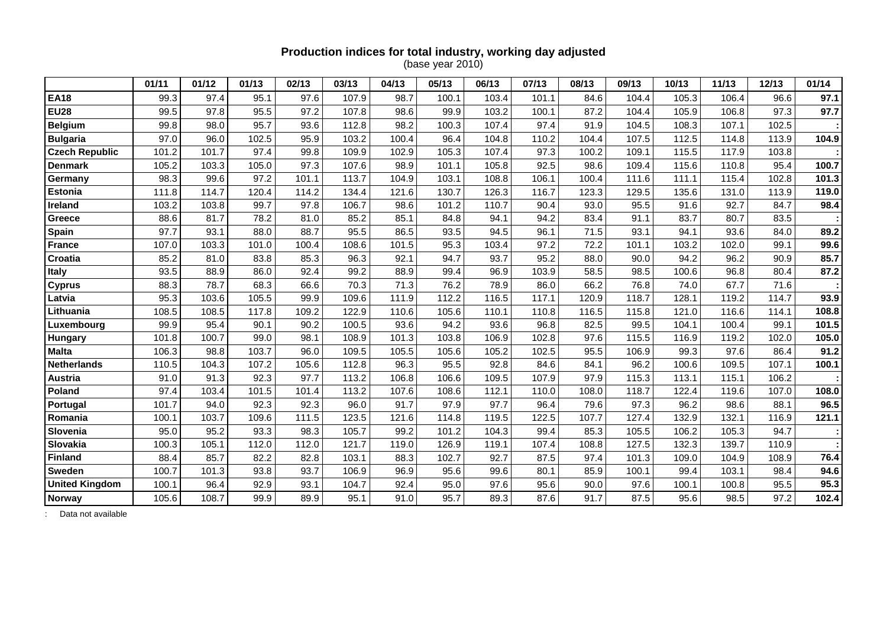**Production indices for total industry, working day adjusted**
(base year 2010)

| | 01/11 | 01/12 | 01/13 | 02/13 | 03/13 | 04/13 | 05/13 | 06/13 | 07/13 | 08/13 | 09/13 | 10/13 | 11/13 | 12/13 | 01/14 |
|---|---|---|---|---|---|---|---|---|---|---|---|---|---|---|---|
| **EA18** | 99.3 | 97.4 | 95.1 | 97.6 | 107.9 | 98.7 | 100.1 | 103.4 | 101.1 | 84.6 | 104.4 | 105.3 | 106.4 | 96.6 | **97.1** |
| **EU28** | 99.5 | 97.8 | 95.5 | 97.2 | 107.8 | 98.6 | 99.9 | 103.2 | 100.1 | 87.2 | 104.4 | 105.9 | 106.8 | 97.3 | **97.7** |
| **Belgium** | 99.8 | 98.0 | 95.7 | 93.6 | 112.8 | 98.2 | 100.3 | 107.4 | 97.4 | 91.9 | 104.5 | 108.3 | 107.1 | 102.5 | **:** |
| **Bulgaria** | 97.0 | 96.0 | 102.5 | 95.9 | 103.2 | 100.4 | 96.4 | 104.8 | 110.2 | 104.4 | 107.5 | 112.5 | 114.8 | 113.9 | **104.9** |
| **Czech Republic** | 101.2 | 101.7 | 97.4 | 99.8 | 109.9 | 102.9 | 105.3 | 107.4 | 97.3 | 100.2 | 109.1 | 115.5 | 117.9 | 103.8 | **:** |
| **Denmark** | 105.2 | 103.3 | 105.0 | 97.3 | 107.6 | 98.9 | 101.1 | 105.8 | 92.5 | 98.6 | 109.4 | 115.6 | 110.8 | 95.4 | **100.7** |
| **Germany** | 98.3 | 99.6 | 97.2 | 101.1 | 113.7 | 104.9 | 103.1 | 108.8 | 106.1 | 100.4 | 111.6 | 111.1 | 115.4 | 102.8 | **101.3** |
| **Estonia** | 111.8 | 114.7 | 120.4 | 114.2 | 134.4 | 121.6 | 130.7 | 126.3 | 116.7 | 123.3 | 129.5 | 135.6 | 131.0 | 113.9 | **119.0** |
| **Ireland** | 103.2 | 103.8 | 99.7 | 97.8 | 106.7 | 98.6 | 101.2 | 110.7 | 90.4 | 93.0 | 95.5 | 91.6 | 92.7 | 84.7 | **98.4** |
| **Greece** | 88.6 | 81.7 | 78.2 | 81.0 | 85.2 | 85.1 | 84.8 | 94.1 | 94.2 | 83.4 | 91.1 | 83.7 | 80.7 | 83.5 | **:** |
| **Spain** | 97.7 | 93.1 | 88.0 | 88.7 | 95.5 | 86.5 | 93.5 | 94.5 | 96.1 | 71.5 | 93.1 | 94.1 | 93.6 | 84.0 | **89.2** |
| **France** | 107.0 | 103.3 | 101.0 | 100.4 | 108.6 | 101.5 | 95.3 | 103.4 | 97.2 | 72.2 | 101.1 | 103.2 | 102.0 | 99.1 | **99.6** |
| **Croatia** | 85.2 | 81.0 | 83.8 | 85.3 | 96.3 | 92.1 | 94.7 | 93.7 | 95.2 | 88.0 | 90.0 | 94.2 | 96.2 | 90.9 | **85.7** |
| **Italy** | 93.5 | 88.9 | 86.0 | 92.4 | 99.2 | 88.9 | 99.4 | 96.9 | 103.9 | 58.5 | 98.5 | 100.6 | 96.8 | 80.4 | **87.2** |
| **Cyprus** | 88.3 | 78.7 | 68.3 | 66.6 | 70.3 | 71.3 | 76.2 | 78.9 | 86.0 | 66.2 | 76.8 | 74.0 | 67.7 | 71.6 | **:** |
| **Latvia** | 95.3 | 103.6 | 105.5 | 99.9 | 109.6 | 111.9 | 112.2 | 116.5 | 117.1 | 120.9 | 118.7 | 128.1 | 119.2 | 114.7 | **93.9** |
| **Lithuania** | 108.5 | 108.5 | 117.8 | 109.2 | 122.9 | 110.6 | 105.6 | 110.1 | 110.8 | 116.5 | 115.8 | 121.0 | 116.6 | 114.1 | **108.8** |
| **Luxembourg** | 99.9 | 95.4 | 90.1 | 90.2 | 100.5 | 93.6 | 94.2 | 93.6 | 96.8 | 82.5 | 99.5 | 104.1 | 100.4 | 99.1 | **101.5** |
| **Hungary** | 101.8 | 100.7 | 99.0 | 98.1 | 108.9 | 101.3 | 103.8 | 106.9 | 102.8 | 97.6 | 115.5 | 116.9 | 119.2 | 102.0 | **105.0** |
| **Malta** | 106.3 | 98.8 | 103.7 | 96.0 | 109.5 | 105.5 | 105.6 | 105.2 | 102.5 | 95.5 | 106.9 | 99.3 | 97.6 | 86.4 | **91.2** |
| **Netherlands** | 110.5 | 104.3 | 107.2 | 105.6 | 112.8 | 96.3 | 95.5 | 92.8 | 84.6 | 84.1 | 96.2 | 100.6 | 109.5 | 107.1 | **100.1** |
| **Austria** | 91.0 | 91.3 | 92.3 | 97.7 | 113.2 | 106.8 | 106.6 | 109.5 | 107.9 | 97.9 | 115.3 | 113.1 | 115.1 | 106.2 | **:** |
| **Poland** | 97.4 | 103.4 | 101.5 | 101.4 | 113.2 | 107.6 | 108.6 | 112.1 | 110.0 | 108.0 | 118.7 | 122.4 | 119.6 | 107.0 | **108.0** |
| **Portugal** | 101.7 | 94.0 | 92.3 | 92.3 | 96.0 | 91.7 | 97.9 | 97.7 | 96.4 | 79.6 | 97.3 | 96.2 | 98.6 | 88.1 | **96.5** |
| **Romania** | 100.1 | 103.7 | 109.6 | 111.5 | 123.5 | 121.6 | 114.8 | 119.5 | 122.5 | 107.7 | 127.4 | 132.9 | 132.1 | 116.9 | **121.1** |
| **Slovenia** | 95.0 | 95.2 | 93.3 | 98.3 | 105.7 | 99.2 | 101.2 | 104.3 | 99.4 | 85.3 | 105.5 | 106.2 | 105.3 | 94.7 | **:** |
| **Slovakia** | 100.3 | 105.1 | 112.0 | 112.0 | 121.7 | 119.0 | 126.9 | 119.1 | 107.4 | 108.8 | 127.5 | 132.3 | 139.7 | 110.9 | **:** |
| **Finland** | 88.4 | 85.7 | 82.2 | 82.8 | 103.1 | 88.3 | 102.7 | 92.7 | 87.5 | 97.4 | 101.3 | 109.0 | 104.9 | 108.9 | **76.4** |
| **Sweden** | 100.7 | 101.3 | 93.8 | 93.7 | 106.9 | 96.9 | 95.6 | 99.6 | 80.1 | 85.9 | 100.1 | 99.4 | 103.1 | 98.4 | **94.6** |
| **United Kingdom** | 100.1 | 96.4 | 92.9 | 93.1 | 104.7 | 92.4 | 95.0 | 97.6 | 95.6 | 90.0 | 97.6 | 100.1 | 100.8 | 95.5 | **95.3** |
| **Norway** | 105.6 | 108.7 | 99.9 | 89.9 | 95.1 | 91.0 | 95.7 | 89.3 | 87.6 | 91.7 | 87.5 | 95.6 | 98.5 | 97.2 | **102.4** |

: Data not available